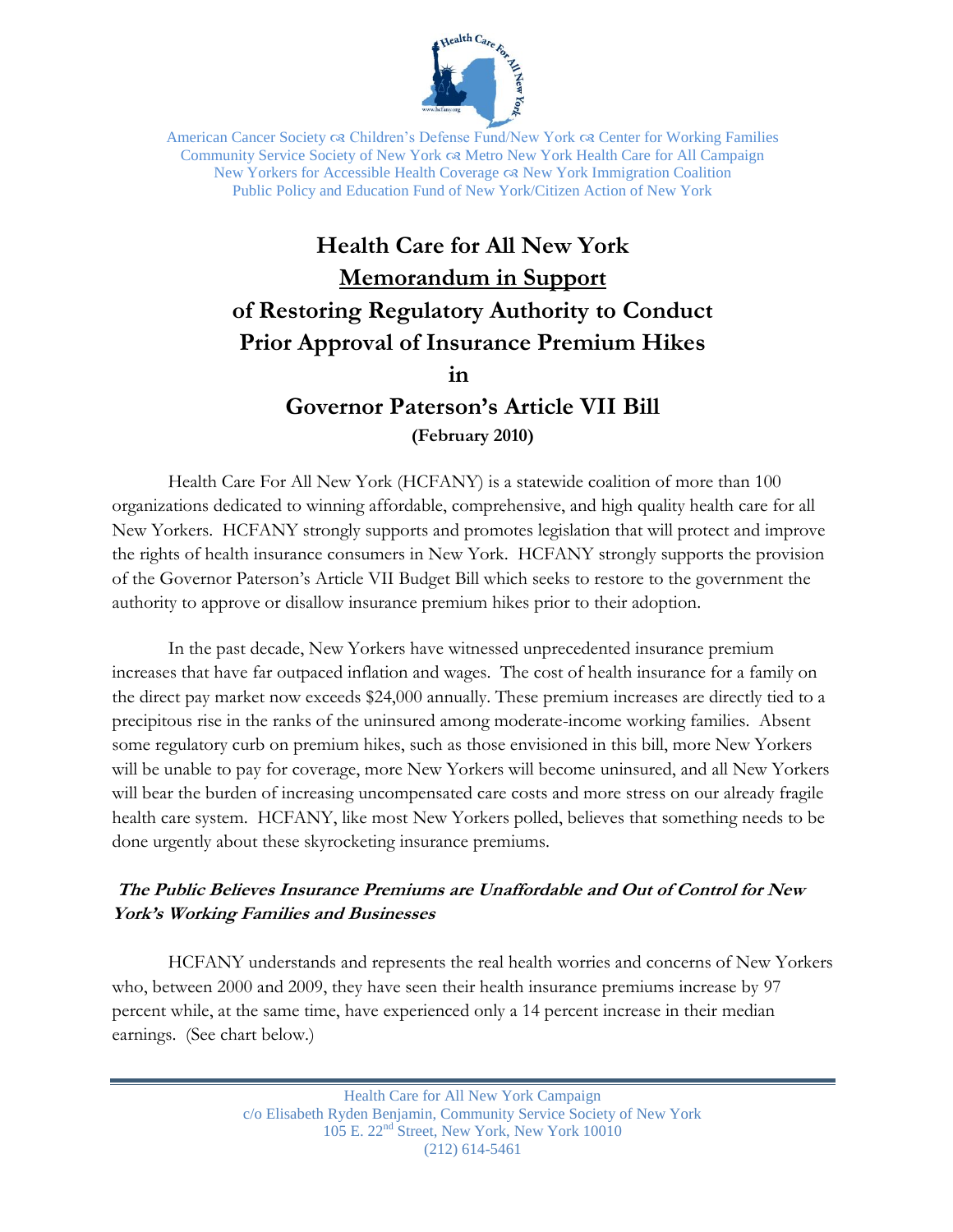American Cancer Society ☙ Children's Defense Fund/New York ☙ Center for Working Families
Community Service Society of New York ☙ Metro New York Health Care for All Campaign
New Yorkers for Accessible Health Coverage ☙ New York Immigration Coalition
Public Policy and Education Fund of New York/Citizen Action of New York

# Health Care for All New York

## Memorandum in Support

## of Restoring Regulatory Authority to Conduct Prior Approval of Insurance Premium Hikes

## in

## Governor Paterson's Article VII Bill

**(February 2010)**

Health Care For All New York (HCFANY) is a statewide coalition of more than 100 organizations dedicated to winning affordable, comprehensive, and high quality health care for all New Yorkers. HCFANY strongly supports and promotes legislation that will protect and improve the rights of health insurance consumers in New York. HCFANY strongly supports the provision of the Governor Paterson's Article VII Budget Bill which seeks to restore to the government the authority to approve or disallow insurance premium hikes prior to their adoption.

In the past decade, New Yorkers have witnessed unprecedented insurance premium increases that have far outpaced inflation and wages. The cost of health insurance for a family on the direct pay market now exceeds $24,000 annually. These premium increases are directly tied to a precipitous rise in the ranks of the uninsured among moderate-income working families. Absent some regulatory curb on premium hikes, such as those envisioned in this bill, more New Yorkers will be unable to pay for coverage, more New Yorkers will become uninsured, and all New Yorkers will bear the burden of increasing uncompensated care costs and more stress on our already fragile health care system. HCFANY, like most New Yorkers polled, believes that something needs to be done urgently about these skyrocketing insurance premiums.

### *The Public Believes Insurance Premiums are Unaffordable and Out of Control for New York's Working Families and Businesses*

HCFANY understands and represents the real health worries and concerns of New Yorkers who, between 2000 and 2009, they have seen their health insurance premiums increase by 97 percent while, at the same time, have experienced only a 14 percent increase in their median earnings. (See chart below.)

Health Care for All New York Campaign
c/o Elisabeth Ryden Benjamin, Community Service Society of New York
105 E. 22nd Street, New York, New York 10010
(212) 614-5461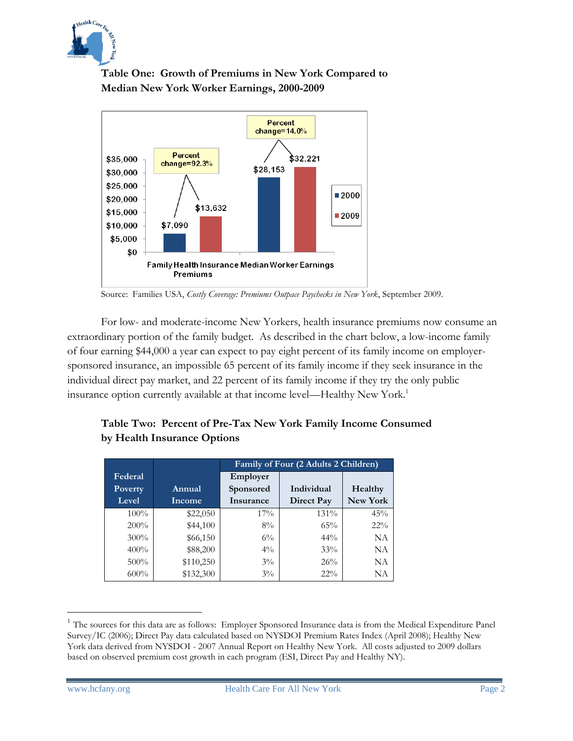**Table One: Growth of Premiums in New York Compared to Median New York Worker Earnings, 2000-2009**

Source: Families USA, *Costly Coverage: Premiums Outpace Paychecks in New York*, September 2009.

For low- and moderate-income New Yorkers, health insurance premiums now consume an extraordinary portion of the family budget. As described in the chart below, a low-income family of four earning $44,000 a year can expect to pay eight percent of its family income on employer-sponsored insurance, an impossible 65 percent of its family income if they seek insurance in the individual direct pay market, and 22 percent of its family income if they try the only public insurance option currently available at that income level—Healthy New York.[1]

**Table Two: Percent of Pre-Tax New York Family Income Consumed by Health Insurance Options**

| Federal Poverty Level | Annual Income | Family of Four (2 Adults 2 Children) | | |
|---|---|---|---|---|
| | | Employer Sponsored Insurance | Individual Direct Pay | Healthy New York |
| 100% | $22,050 | 17% | 131% | 45% |
| 200% | $44,100 | 8% | 65% | 22% |
| 300% | $66,150 | 6% | 44% | NA |
| 400% | $88,200 | 4% | 33% | NA |
| 500% | $110,250 | 3% | 26% | NA |
| 600% | $132,300 | 3% | 22% | NA |

[1] The sources for this data are as follows: Employer Sponsored Insurance data is from the Medical Expenditure Panel Survey/IC (2006); Direct Pay data calculated based on NYSDOI Premium Rates Index (April 2008); Healthy New York data derived from NYSDOI - 2007 Annual Report on Healthy New York. All costs adjusted to 2009 dollars based on observed premium cost growth in each program (ESI, Direct Pay and Healthy NY).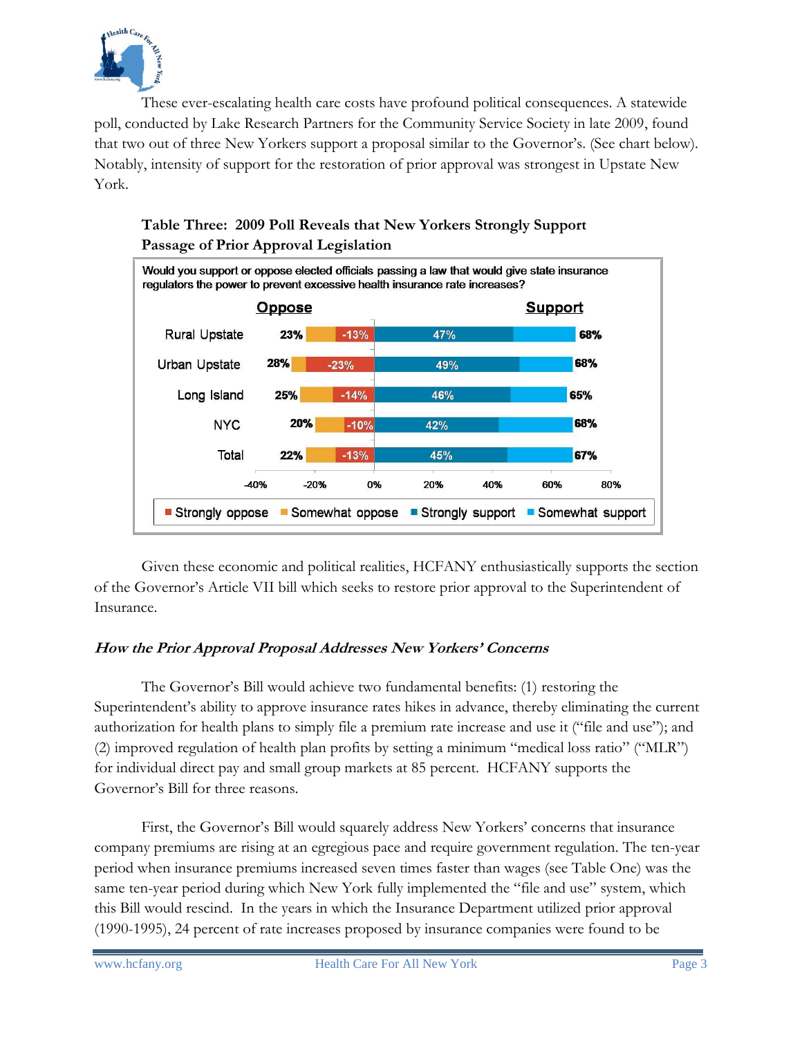These ever-escalating health care costs have profound political consequences. A statewide poll, conducted by Lake Research Partners for the Community Service Society in late 2009, found that two out of three New Yorkers support a proposal similar to the Governor's. (See chart below). Notably, intensity of support for the restoration of prior approval was strongest in Upstate New York.

**Table Three: 2009 Poll Reveals that New Yorkers Strongly Support Passage of Prior Approval Legislation**

Would you support or oppose elected officials passing a law that would give state insurance regulators the power to prevent excessive health insurance rate increases?

| Region | Oppose (Total) | Strongly oppose | Strongly support | Support (Total) |
|---|---|---|---|---|
| Rural Upstate | 23% | -13% | 47% | 68% |
| Urban Upstate | 28% | -23% | 49% | 68% |
| Long Island | 25% | -14% | 46% | 65% |
| NYC | 20% | -10% | 42% | 68% |
| Total | 22% | -13% | 45% | 67% |

Given these economic and political realities, HCFANY enthusiastically supports the section of the Governor's Article VII bill which seeks to restore prior approval to the Superintendent of Insurance.

### *How the Prior Approval Proposal Addresses New Yorkers' Concerns*

The Governor's Bill would achieve two fundamental benefits: (1) restoring the Superintendent's ability to approve insurance rates hikes in advance, thereby eliminating the current authorization for health plans to simply file a premium rate increase and use it ("file and use"); and (2) improved regulation of health plan profits by setting a minimum "medical loss ratio" ("MLR") for individual direct pay and small group markets at 85 percent. HCFANY supports the Governor's Bill for three reasons.

First, the Governor's Bill would squarely address New Yorkers' concerns that insurance company premiums are rising at an egregious pace and require government regulation. The ten-year period when insurance premiums increased seven times faster than wages (see Table One) was the same ten-year period during which New York fully implemented the "file and use" system, which this Bill would rescind. In the years in which the Insurance Department utilized prior approval (1990-1995), 24 percent of rate increases proposed by insurance companies were found to be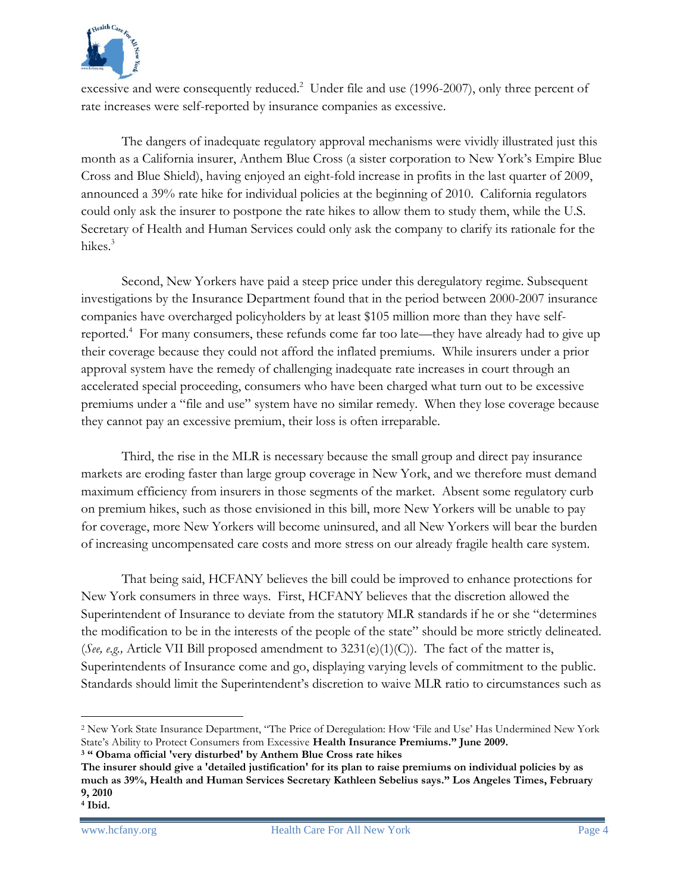excessive and were consequently reduced.[2] Under file and use (1996-2007), only three percent of rate increases were self-reported by insurance companies as excessive.

The dangers of inadequate regulatory approval mechanisms were vividly illustrated just this month as a California insurer, Anthem Blue Cross (a sister corporation to New York's Empire Blue Cross and Blue Shield), having enjoyed an eight-fold increase in profits in the last quarter of 2009, announced a 39% rate hike for individual policies at the beginning of 2010. California regulators could only ask the insurer to postpone the rate hikes to allow them to study them, while the U.S. Secretary of Health and Human Services could only ask the company to clarify its rationale for the hikes.[3]

Second, New Yorkers have paid a steep price under this deregulatory regime. Subsequent investigations by the Insurance Department found that in the period between 2000-2007 insurance companies have overcharged policyholders by at least $105 million more than they have self-reported.[4] For many consumers, these refunds come far too late—they have already had to give up their coverage because they could not afford the inflated premiums. While insurers under a prior approval system have the remedy of challenging inadequate rate increases in court through an accelerated special proceeding, consumers who have been charged what turn out to be excessive premiums under a "file and use" system have no similar remedy. When they lose coverage because they cannot pay an excessive premium, their loss is often irreparable.

Third, the rise in the MLR is necessary because the small group and direct pay insurance markets are eroding faster than large group coverage in New York, and we therefore must demand maximum efficiency from insurers in those segments of the market. Absent some regulatory curb on premium hikes, such as those envisioned in this bill, more New Yorkers will be unable to pay for coverage, more New Yorkers will become uninsured, and all New Yorkers will bear the burden of increasing uncompensated care costs and more stress on our already fragile health care system.

That being said, HCFANY believes the bill could be improved to enhance protections for New York consumers in three ways. First, HCFANY believes that the discretion allowed the Superintendent of Insurance to deviate from the statutory MLR standards if he or she "determines the modification to be in the interests of the people of the state" should be more strictly delineated. (*See, e.g.,* Article VII Bill proposed amendment to 3231(e)(1)(C)). The fact of the matter is, Superintendents of Insurance come and go, displaying varying levels of commitment to the public. Standards should limit the Superintendent's discretion to waive MLR ratio to circumstances such as

---

[2] New York State Insurance Department, "The Price of Deregulation: How 'File and Use' Has Undermined New York State's Ability to Protect Consumers from Excessive **Health Insurance Premiums." June 2009.**

[3] **" Obama official 'very disturbed' by Anthem Blue Cross rate hikes**
**The insurer should give a 'detailed justification' for its plan to raise premiums on individual policies by as much as 39%, Health and Human Services Secretary Kathleen Sebelius says." Los Angeles Times, February 9, 2010**

[4] **Ibid.**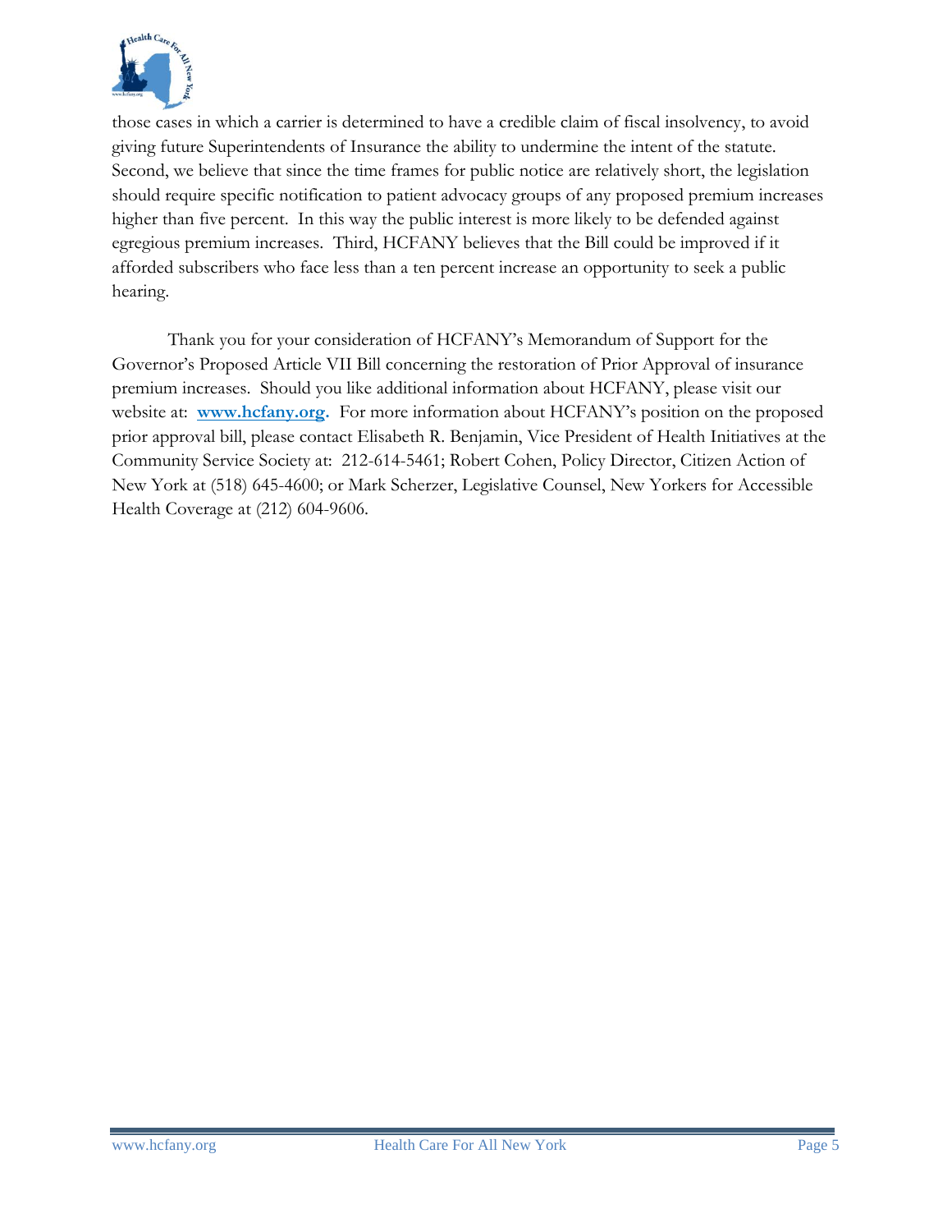those cases in which a carrier is determined to have a credible claim of fiscal insolvency, to avoid giving future Superintendents of Insurance the ability to undermine the intent of the statute. Second, we believe that since the time frames for public notice are relatively short, the legislation should require specific notification to patient advocacy groups of any proposed premium increases higher than five percent. In this way the public interest is more likely to be defended against egregious premium increases. Third, HCFANY believes that the Bill could be improved if it afforded subscribers who face less than a ten percent increase an opportunity to seek a public hearing.

Thank you for your consideration of HCFANY's Memorandum of Support for the Governor's Proposed Article VII Bill concerning the restoration of Prior Approval of insurance premium increases. Should you like additional information about HCFANY, please visit our website at: **[www.hcfany.org](http://www.hcfany.org)**. For more information about HCFANY's position on the proposed prior approval bill, please contact Elisabeth R. Benjamin, Vice President of Health Initiatives at the Community Service Society at: 212-614-5461; Robert Cohen, Policy Director, Citizen Action of New York at (518) 645-4600; or Mark Scherzer, Legislative Counsel, New Yorkers for Accessible Health Coverage at (212) 604-9606.